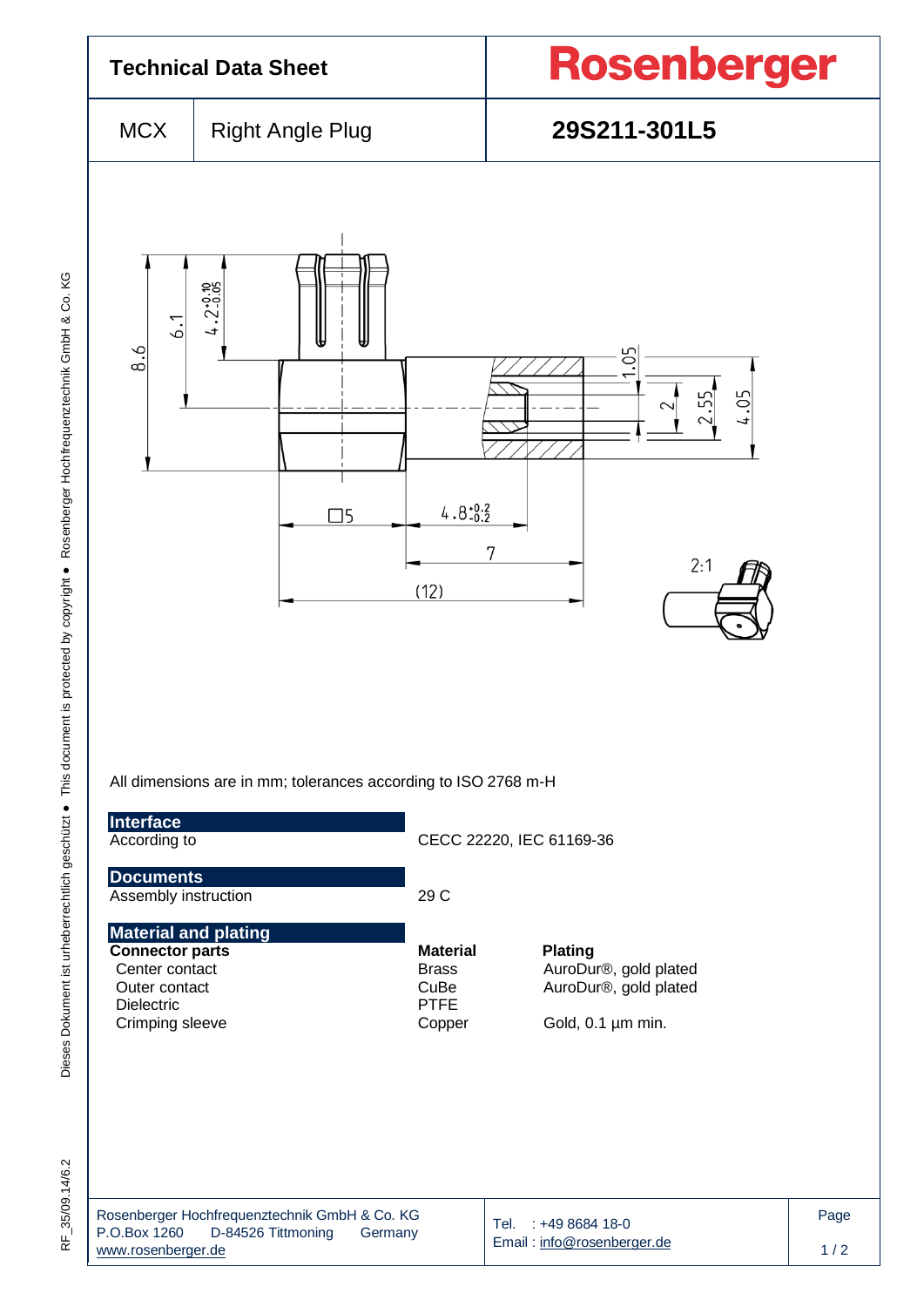# Technical Data Sheet

# Rosenberger

| MCX | Right Angle Plug | 29S211-301L5 |
|---|---|---|

All dimensions are in mm; tolerances according to ISO 2768 m-H

## Interface

According to — CECC 22220, IEC 61169-36

## Documents

Assembly instruction — 29 C

## Material and plating

| Connector parts | Material | Plating |
|---|---|---|
| Center contact | Brass | AuroDur®, gold plated |
| Outer contact | CuBe | AuroDur®, gold plated |
| Dielectric | PTFE | |
| Crimping sleeve | Copper | Gold, 0.1 µm min. |

Rosenberger Hochfrequenztechnik GmbH & Co. KG
P.O.Box 1260 D-84526 Tittmoning Germany
www.rosenberger.de

Tel. : +49 8684 18-0
Email : info@rosenberger.de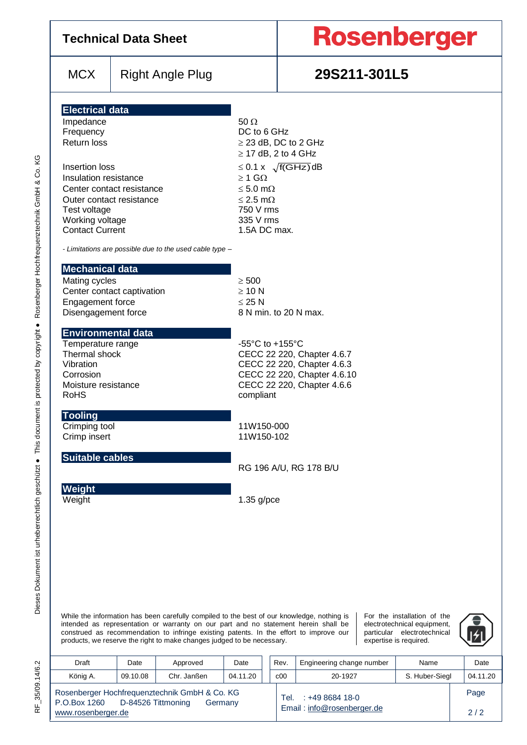# Technical Data Sheet

**Rosenberger**

| MCX | Right Angle Plug | **29S211-301L5** |
|---|---|---|

## Electrical data

| | |
|---|---|
| Impedance | 50 Ω |
| Frequency | DC to 6 GHz |
| Return loss | ≥ 23 dB, DC to 2 GHz<br>≥ 17 dB, 2 to 4 GHz |
| Insertion loss | ≤ 0.1 x $\sqrt{f(GHz)}$ dB |
| Insulation resistance | ≥ 1 GΩ |
| Center contact resistance | ≤ 5.0 mΩ |
| Outer contact resistance | ≤ 2.5 mΩ |
| Test voltage | 750 V rms |
| Working voltage | 335 V rms |
| Contact Current | 1.5A DC max. |

*- Limitations are possible due to the used cable type –*

## Mechanical data

| | |
|---|---|
| Mating cycles | ≥ 500 |
| Center contact captivation | ≥ 10 N |
| Engagement force | ≤ 25 N |
| Disengagement force | 8 N min. to 20 N max. |

## Environmental data

| | |
|---|---|
| Temperature range | -55°C to +155°C |
| Thermal shock | CECC 22 220, Chapter 4.6.7 |
| Vibration | CECC 22 220, Chapter 4.6.3 |
| Corrosion | CECC 22 220, Chapter 4.6.10 |
| Moisture resistance | CECC 22 220, Chapter 4.6.6 |
| RoHS | compliant |

## Tooling

| | |
|---|---|
| Crimping tool | 11W150-000 |
| Crimp insert | 11W150-102 |

## Suitable cables

RG 196 A/U, RG 178 B/U

## Weight

| | |
|---|---|
| Weight | 1.35 g/pce |

While the information has been carefully compiled to the best of our knowledge, nothing is intended as representation or warranty on our part and no statement herein shall be construed as recommendation to infringe existing patents. In the effort to improve our products, we reserve the right to make changes judged to be necessary.

For the installation of the electrotechnical equipment, particular electrotechnical expertise is required.

| Draft | Date | Approved | Date | Rev. | Engineering change number | Name | Date |
|---|---|---|---|---|---|---|---|
| König A. | 09.10.08 | Chr. Janßen | 04.11.20 | c00 | 20-1927 | S. Huber-Siegl | 04.11.20 |

Rosenberger Hochfrequenztechnik GmbH & Co. KG
P.O.Box 1260 D-84526 Tittmoning Germany
www.rosenberger.de

Tel. : +49 8684 18-0
Email : info@rosenberger.de

Dieses Dokument ist urheberrechtlich geschützt ● This document is protected by copyright ● Rosenberger Hochfrequenztechnik GmbH & Co. KG

RF_35/09.14/6.2